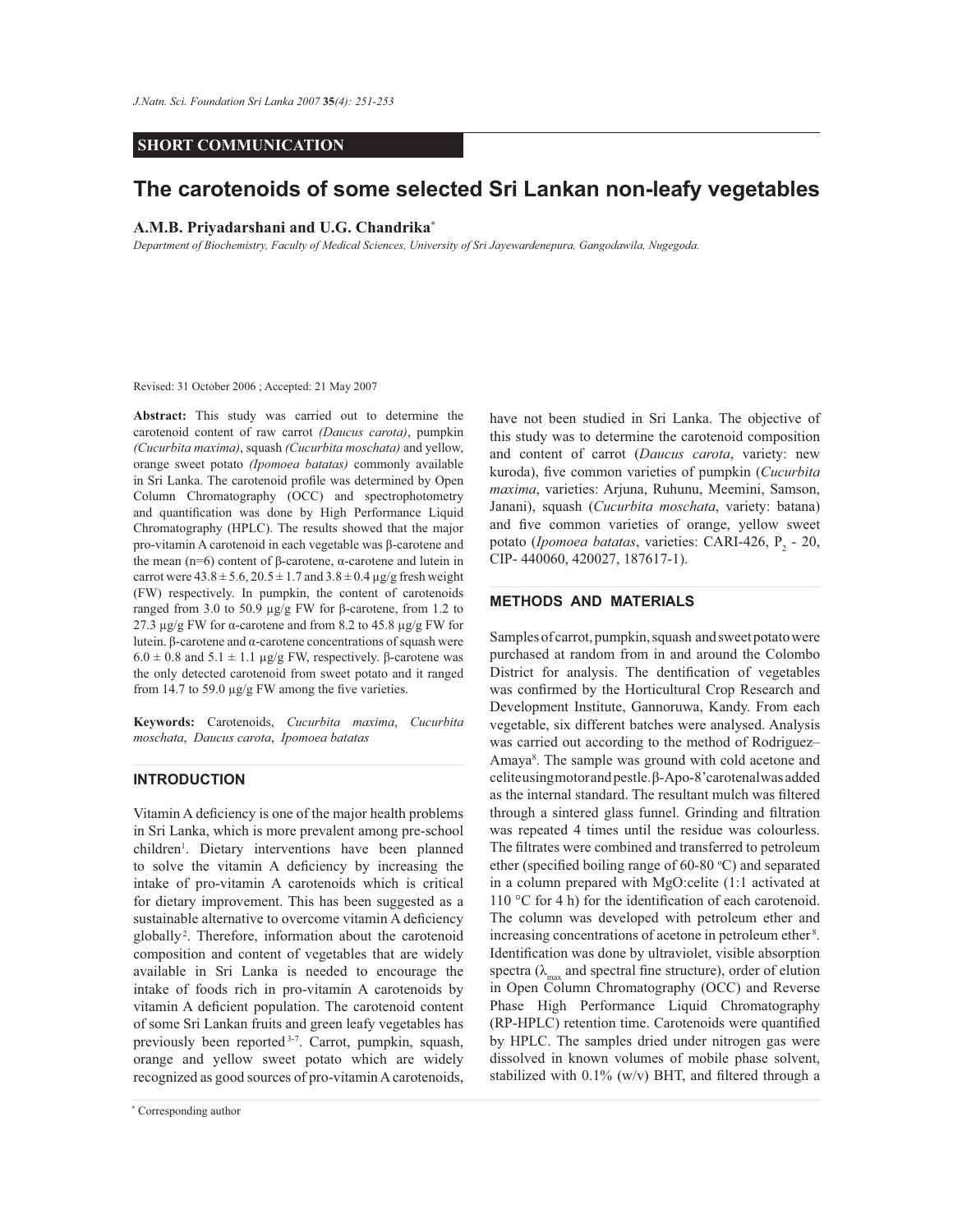SHORT COMMUNICATION

# The carotenoids of some selected Sri Lankan non-leafy vegetables

**A.M.B. Priyadarshani and U.G. Chandrika***

*Department of Biochemistry, Faculty of Medical Sciences, University of Sri Jayewardenepura, Gangodawila, Nugegoda.*

Revised: 31 October 2006 ; Accepted: 21 May 2007

**Abstract:** This study was carried out to determine the carotenoid content of raw carrot *(Daucus carota)*, pumpkin *(Cucurbita maxima)*, squash *(Cucurbita moschata)* and yellow, orange sweet potato *(Ipomoea batatas)* commonly available in Sri Lanka. The carotenoid profile was determined by Open Column Chromatography (OCC) and spectrophotometry and quantification was done by High Performance Liquid Chromatography (HPLC). The results showed that the major pro-vitamin A carotenoid in each vegetable was β-carotene and the mean (n=6) content of β-carotene, α-carotene and lutein in carrot were 43.8 ± 5.6, 20.5 ± 1.7 and 3.8 ± 0.4 µg/g fresh weight (FW) respectively. In pumpkin, the content of carotenoids ranged from 3.0 to 50.9 µg/g FW for β-carotene, from 1.2 to 27.3 µg/g FW for α-carotene and from 8.2 to 45.8 µg/g FW for lutein. β-carotene and α-carotene concentrations of squash were 6.0 ± 0.8 and 5.1 ± 1.1 µg/g FW, respectively. β-carotene was the only detected carotenoid from sweet potato and it ranged from 14.7 to 59.0 µg/g FW among the five varieties.

**Keywords:** Carotenoids, *Cucurbita maxima*, *Cucurbita moschata*, *Daucus carota*, *Ipomoea batatas*

## INTRODUCTION

Vitamin A deficiency is one of the major health problems in Sri Lanka, which is more prevalent among pre-school children[1]. Dietary interventions have been planned to solve the vitamin A deficiency by increasing the intake of pro-vitamin A carotenoids which is critical for dietary improvement. This has been suggested as a sustainable alternative to overcome vitamin A deficiency globally[2]. Therefore, information about the carotenoid composition and content of vegetables that are widely available in Sri Lanka is needed to encourage the intake of foods rich in pro-vitamin A carotenoids by vitamin A deficient population. The carotenoid content of some Sri Lankan fruits and green leafy vegetables has previously been reported[3-7]. Carrot, pumpkin, squash, orange and yellow sweet potato which are widely recognized as good sources of pro-vitamin A carotenoids, have not been studied in Sri Lanka. The objective of this study was to determine the carotenoid composition and content of carrot (*Daucus carota*, variety: new kuroda), five common varieties of pumpkin (*Cucurbita maxima*, varieties: Arjuna, Ruhunu, Meemini, Samson, Janani), squash (*Cucurbita moschata*, variety: batana) and five common varieties of orange, yellow sweet potato (*Ipomoea batatas*, varieties: CARI-426, $P_2$ - 20, CIP- 440060, 420027, 187617-1).

## METHODS AND MATERIALS

Samples of carrot, pumpkin, squash and sweet potato were purchased at random from in and around the Colombo District for analysis. The dentification of vegetables was confirmed by the Horticultural Crop Research and Development Institute, Gannoruwa, Kandy. From each vegetable, six different batches were analysed. Analysis was carried out according to the method of Rodriguez–Amaya[8]. The sample was ground with cold acetone and celite using motor and pestle. β-Apo-8'carotenal was added as the internal standard. The resultant mulch was filtered through a sintered glass funnel. Grinding and filtration was repeated 4 times until the residue was colourless. The filtrates were combined and transferred to petroleum ether (specified boiling range of 60-80 °C) and separated in a column prepared with MgO:celite (1:1 activated at 110 °C for 4 h) for the identification of each carotenoid. The column was developed with petroleum ether and increasing concentrations of acetone in petroleum ether[8]. Identification was done by ultraviolet, visible absorption spectra ($\lambda_{max}$ and spectral fine structure), order of elution in Open Column Chromatography (OCC) and Reverse Phase High Performance Liquid Chromatography (RP-HPLC) retention time. Carotenoids were quantified by HPLC. The samples dried under nitrogen gas were dissolved in known volumes of mobile phase solvent, stabilized with 0.1% (w/v) BHT, and filtered through a

* Corresponding author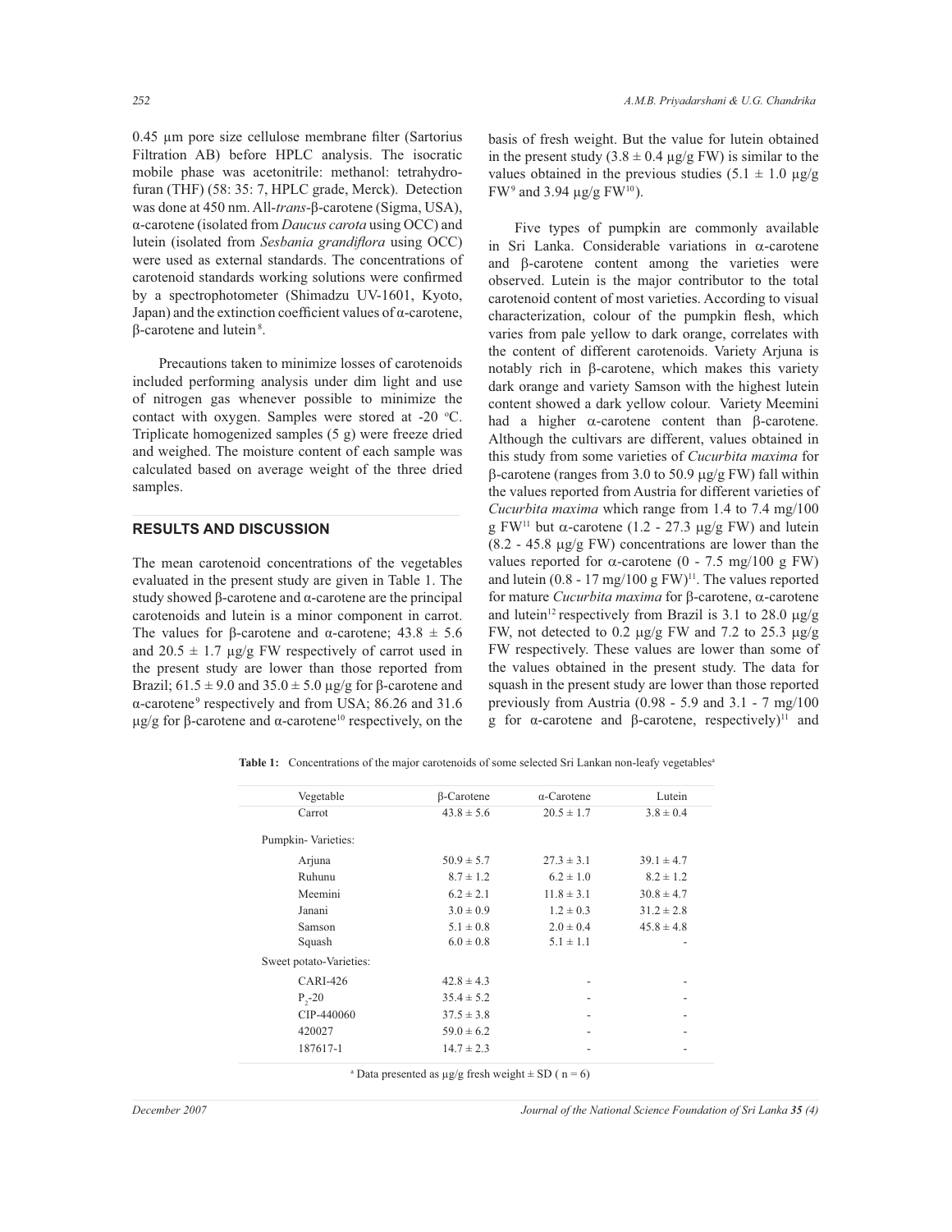0.45 μm pore size cellulose membrane filter (Sartorius Filtration AB) before HPLC analysis. The isocratic mobile phase was acetonitrile: methanol: tetrahydrofuran (THF) (58: 35: 7, HPLC grade, Merck). Detection was done at 450 nm. All-*trans*-β-carotene (Sigma, USA), α-carotene (isolated from *Daucus carota* using OCC) and lutein (isolated from *Sesbania grandiflora* using OCC) were used as external standards. The concentrations of carotenoid standards working solutions were confirmed by a spectrophotometer (Shimadzu UV-1601, Kyoto, Japan) and the extinction coefficient values of α-carotene, β-carotene and lutein[8].

Precautions taken to minimize losses of carotenoids included performing analysis under dim light and use of nitrogen gas whenever possible to minimize the contact with oxygen. Samples were stored at -20 °C. Triplicate homogenized samples (5 g) were freeze dried and weighed. The moisture content of each sample was calculated based on average weight of the three dried samples.

## RESULTS AND DISCUSSION

The mean carotenoid concentrations of the vegetables evaluated in the present study are given in Table 1. The study showed β-carotene and α-carotene are the principal carotenoids and lutein is a minor component in carrot. The values for β-carotene and α-carotene; 43.8 ± 5.6 and 20.5 ± 1.7 μg/g FW respectively of carrot used in the present study are lower than those reported from Brazil; 61.5 ± 9.0 and 35.0 ± 5.0 μg/g for β-carotene and α-carotene[9] respectively and from USA; 86.26 and 31.6 μg/g for β-carotene and α-carotene[10] respectively, on the basis of fresh weight. But the value for lutein obtained in the present study (3.8 ± 0.4 μg/g FW) is similar to the values obtained in the previous studies (5.1 ± 1.0 μg/g FW[9] and 3.94 μg/g FW[10]).

Five types of pumpkin are commonly available in Sri Lanka. Considerable variations in α-carotene and β-carotene content among the varieties were observed. Lutein is the major contributor to the total carotenoid content of most varieties. According to visual characterization, colour of the pumpkin flesh, which varies from pale yellow to dark orange, correlates with the content of different carotenoids. Variety Arjuna is notably rich in β-carotene, which makes this variety dark orange and variety Samson with the highest lutein content showed a dark yellow colour. Variety Meemini had a higher α-carotene content than β-carotene. Although the cultivars are different, values obtained in this study from some varieties of *Cucurbita maxima* for β-carotene (ranges from 3.0 to 50.9 μg/g FW) fall within the values reported from Austria for different varieties of *Cucurbita maxima* which range from 1.4 to 7.4 mg/100 g FW[11] but α-carotene (1.2 - 27.3 μg/g FW) and lutein (8.2 - 45.8 μg/g FW) concentrations are lower than the values reported for α-carotene (0 - 7.5 mg/100 g FW) and lutein (0.8 - 17 mg/100 g FW)[11]. The values reported for mature *Cucurbita maxima* for β-carotene, α-carotene and lutein[12] respectively from Brazil is 3.1 to 28.0 μg/g FW, not detected to 0.2 μg/g FW and 7.2 to 25.3 μg/g FW respectively. These values are lower than some of the values obtained in the present study. The data for squash in the present study are lower than those reported previously from Austria (0.98 - 5.9 and 3.1 - 7 mg/100 g for α-carotene and β-carotene, respectively)[11] and

**Table 1:** Concentrations of the major carotenoids of some selected Sri Lankan non-leafy vegetables[a]

| Vegetable | β-Carotene | α-Carotene | Lutein |
|---|---|---|---|
| Carrot | 43.8 ± 5.6 | 20.5 ± 1.7 | 3.8 ± 0.4 |
| Pumpkin- Varieties: | | | |
| Arjuna | 50.9 ± 5.7 | 27.3 ± 3.1 | 39.1 ± 4.7 |
| Ruhunu | 8.7 ± 1.2 | 6.2 ± 1.0 | 8.2 ± 1.2 |
| Meemini | 6.2 ± 2.1 | 11.8 ± 3.1 | 30.8 ± 4.7 |
| Janani | 3.0 ± 0.9 | 1.2 ± 0.3 | 31.2 ± 2.8 |
| Samson | 5.1 ± 0.8 | 2.0 ± 0.4 | 45.8 ± 4.8 |
| Squash | 6.0 ± 0.8 | 5.1 ± 1.1 | - |
| Sweet potato-Varieties: | | | |
| CARI-426 | 42.8 ± 4.3 | - | - |
| $P_2$-20 | 35.4 ± 5.2 | - | - |
| CIP-440060 | 37.5 ± 3.8 | - | - |
| 420027 | 59.0 ± 6.2 | - | - |
| 187617-1 | 14.7 ± 2.3 | - | - |

[a] Data presented as μg/g fresh weight ± SD ( n = 6)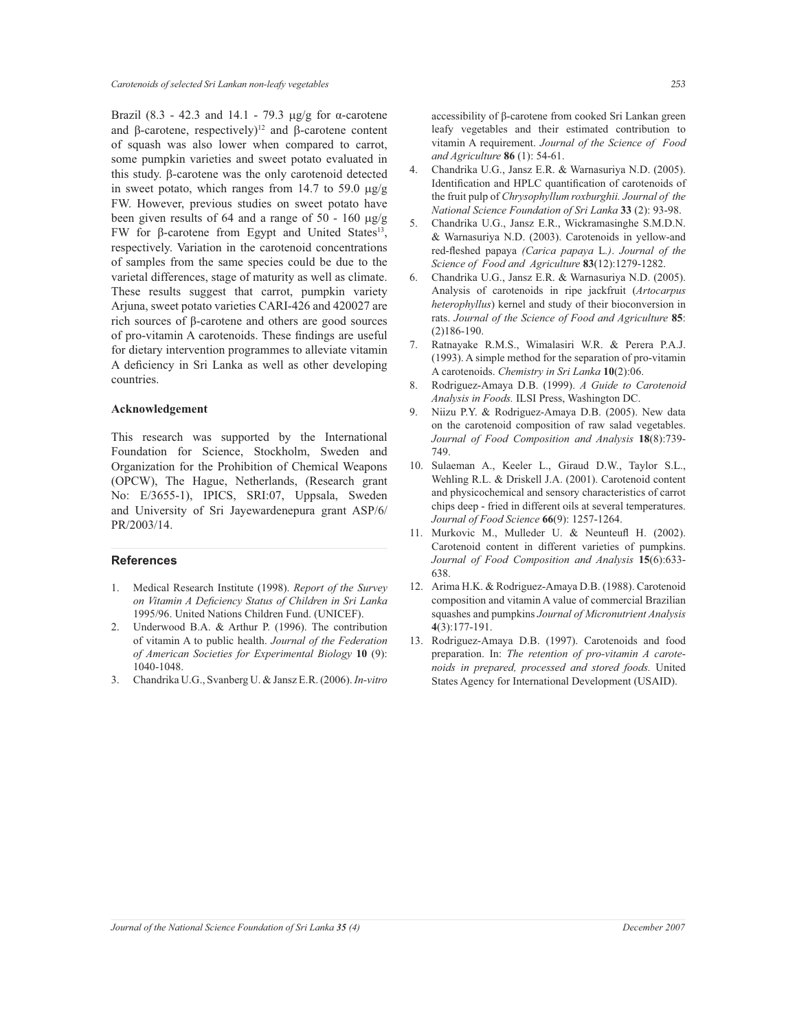Brazil (8.3 - 42.3 and 14.1 - 79.3 μg/g for α-carotene and β-carotene, respectively)[12] and β-carotene content of squash was also lower when compared to carrot, some pumpkin varieties and sweet potato evaluated in this study. β-carotene was the only carotenoid detected in sweet potato, which ranges from 14.7 to 59.0 μg/g FW. However, previous studies on sweet potato have been given results of 64 and a range of 50 - 160 μg/g FW for β-carotene from Egypt and United States[13], respectively. Variation in the carotenoid concentrations of samples from the same species could be due to the varietal differences, stage of maturity as well as climate. These results suggest that carrot, pumpkin variety Arjuna, sweet potato varieties CARI-426 and 420027 are rich sources of β-carotene and others are good sources of pro-vitamin A carotenoids. These findings are useful for dietary intervention programmes to alleviate vitamin A deficiency in Sri Lanka as well as other developing countries.

**Acknowledgement**

This research was supported by the International Foundation for Science, Stockholm, Sweden and Organization for the Prohibition of Chemical Weapons (OPCW), The Hague, Netherlands, (Research grant No: E/3655-1), IPICS, SRI:07, Uppsala, Sweden and University of Sri Jayewardenepura grant ASP/6/PR/2003/14.

## References

1. Medical Research Institute (1998). *Report of the Survey on Vitamin A Deficiency Status of Children in Sri Lanka* 1995/96. United Nations Children Fund. (UNICEF).
2. Underwood B.A. & Arthur P. (1996). The contribution of vitamin A to public health. *Journal of the Federation of American Societies for Experimental Biology* **10** (9): 1040-1048.
3. Chandrika U.G., Svanberg U. & Jansz E.R. (2006). *In-vitro* accessibility of β-carotene from cooked Sri Lankan green leafy vegetables and their estimated contribution to vitamin A requirement. *Journal of the Science of Food and Agriculture* **86** (1): 54-61.
4. Chandrika U.G., Jansz E.R. & Warnasuriya N.D. (2005). Identification and HPLC quantification of carotenoids of the fruit pulp of *Chrysophyllum roxburghii. Journal of the National Science Foundation of Sri Lanka* **33** (2): 93-98.
5. Chandrika U.G., Jansz E.R., Wickramasinghe S.M.D.N. & Warnasuriya N.D. (2003). Carotenoids in yellow-and red-fleshed papaya *(Carica papaya* L.*). Journal of the Science of Food and Agriculture* **83**(12):1279-1282.
6. Chandrika U.G., Jansz E.R. & Warnasuriya N.D. (2005). Analysis of carotenoids in ripe jackfruit (*Artocarpus heterophyllus*) kernel and study of their bioconversion in rats. *Journal of the Science of Food and Agriculture* **85**: (2)186-190.
7. Ratnayake R.M.S., Wimalasiri W.R. & Perera P.A.J. (1993). A simple method for the separation of pro-vitamin A carotenoids. *Chemistry in Sri Lanka* **10**(2):06.
8. Rodriguez-Amaya D.B. (1999). *A Guide to Carotenoid Analysis in Foods.* ILSI Press, Washington DC.
9. Niizu P.Y. & Rodriguez-Amaya D.B. (2005). New data on the carotenoid composition of raw salad vegetables. *Journal of Food Composition and Analysis* **18**(8):739-749.
10. Sulaeman A., Keeler L., Giraud D.W., Taylor S.L., Wehling R.L. & Driskell J.A. (2001). Carotenoid content and physicochemical and sensory characteristics of carrot chips deep - fried in different oils at several temperatures. *Journal of Food Science* **66**(9): 1257-1264.
11. Murkovic M., Mulleder U. & Neunteufl H. (2002). Carotenoid content in different varieties of pumpkins. *Journal of Food Composition and Analysis* **15**(6):633-638.
12. Arima H.K. & Rodriguez-Amaya D.B. (1988). Carotenoid composition and vitamin A value of commercial Brazilian squashes and pumpkins *Journal of Micronutrient Analysis* **4**(3):177-191.
13. Rodriguez-Amaya D.B. (1997). Carotenoids and food preparation. In: *The retention of pro-vitamin A carotenoids in prepared, processed and stored foods.* United States Agency for International Development (USAID).